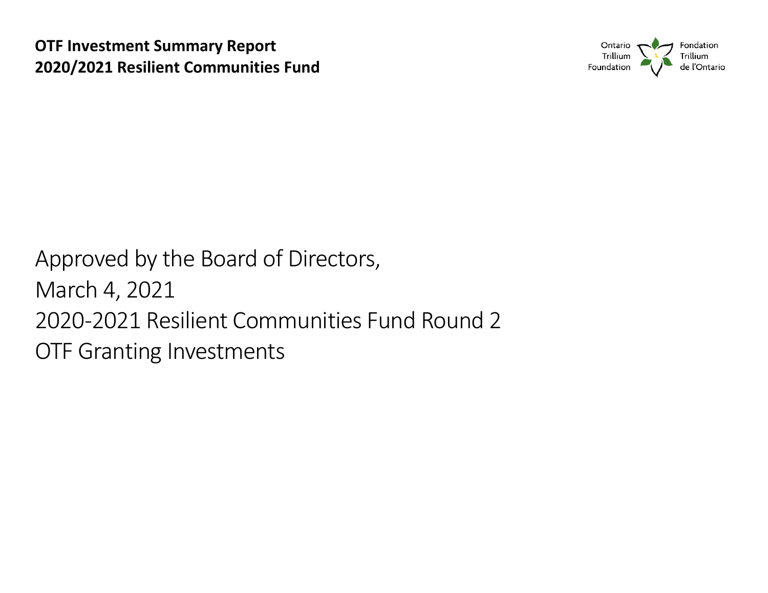**OTF Investment Summary Report**
**2020/2021 Resilient Communities Fund**

Ontario Trillium Foundation
Fondation Trillium de l'Ontario

Approved by the Board of Directors,
March 4, 2021
2020-2021 Resilient Communities Fund Round 2
OTF Granting Investments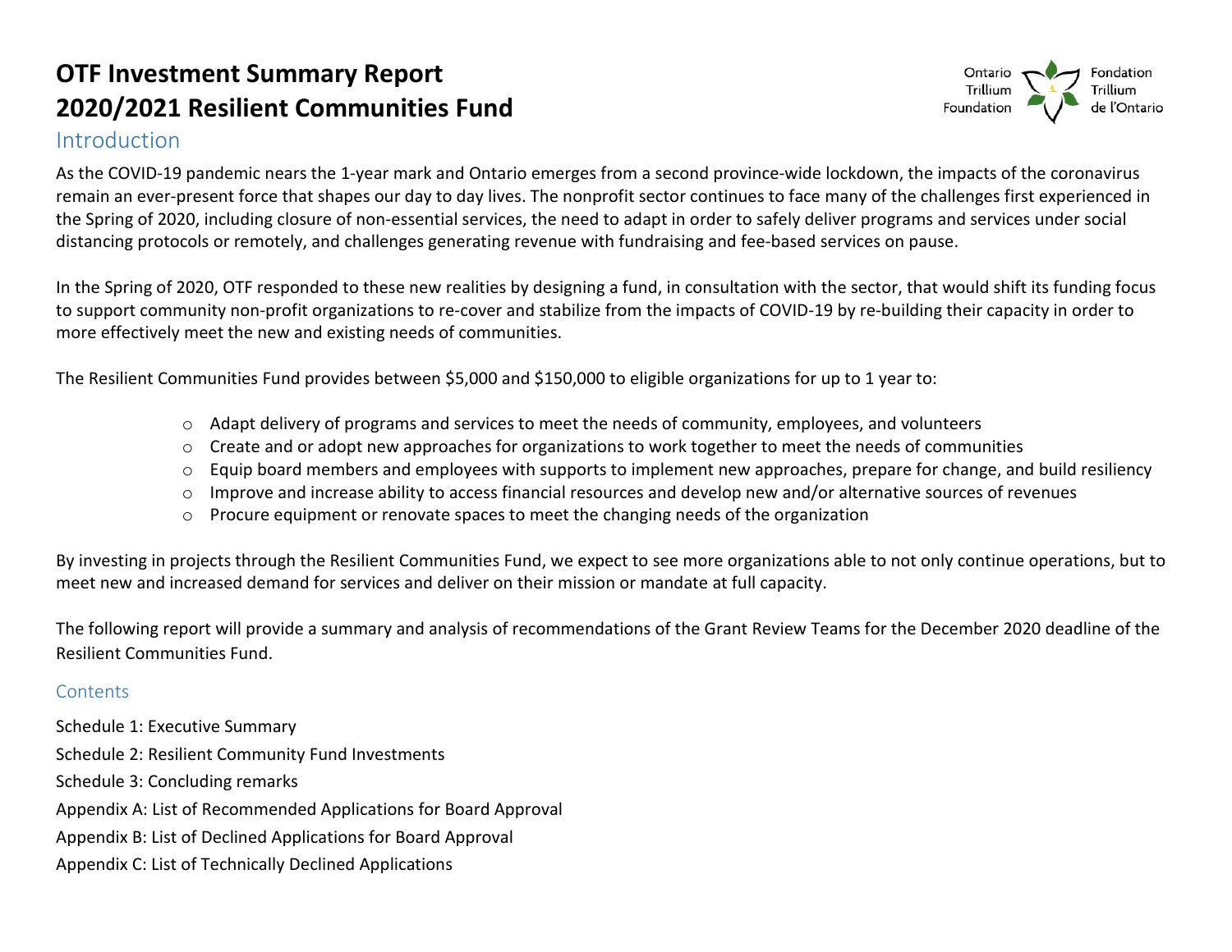# OTF Investment Summary Report
# 2020/2021 Resilient Communities Fund

## Introduction

As the COVID-19 pandemic nears the 1-year mark and Ontario emerges from a second province-wide lockdown, the impacts of the coronavirus remain an ever-present force that shapes our day to day lives. The nonprofit sector continues to face many of the challenges first experienced in the Spring of 2020, including closure of non-essential services, the need to adapt in order to safely deliver programs and services under social distancing protocols or remotely, and challenges generating revenue with fundraising and fee-based services on pause.

In the Spring of 2020, OTF responded to these new realities by designing a fund, in consultation with the sector, that would shift its funding focus to support community non-profit organizations to re-cover and stabilize from the impacts of COVID-19 by re-building their capacity in order to more effectively meet the new and existing needs of communities.

The Resilient Communities Fund provides between $5,000 and $150,000 to eligible organizations for up to 1 year to:

- Adapt delivery of programs and services to meet the needs of community, employees, and volunteers
- Create and or adopt new approaches for organizations to work together to meet the needs of communities
- Equip board members and employees with supports to implement new approaches, prepare for change, and build resiliency
- Improve and increase ability to access financial resources and develop new and/or alternative sources of revenues
- Procure equipment or renovate spaces to meet the changing needs of the organization

By investing in projects through the Resilient Communities Fund, we expect to see more organizations able to not only continue operations, but to meet new and increased demand for services and deliver on their mission or mandate at full capacity.

The following report will provide a summary and analysis of recommendations of the Grant Review Teams for the December 2020 deadline of the Resilient Communities Fund.

### Contents

Schedule 1: Executive Summary

Schedule 2: Resilient Community Fund Investments

Schedule 3: Concluding remarks

Appendix A: List of Recommended Applications for Board Approval

Appendix B: List of Declined Applications for Board Approval

Appendix C: List of Technically Declined Applications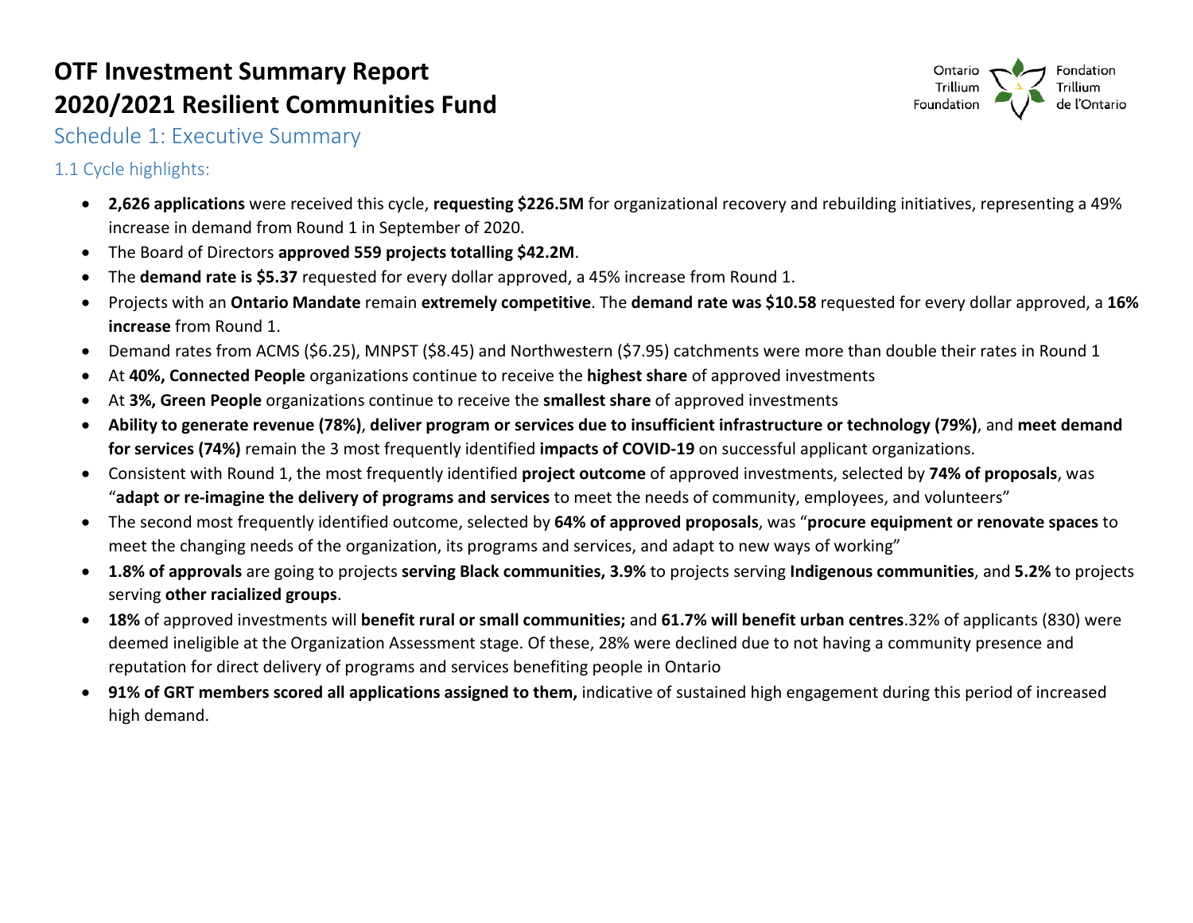# OTF Investment Summary Report
# 2020/2021 Resilient Communities Fund

## Schedule 1: Executive Summary

### 1.1 Cycle highlights:

- **2,626 applications** were received this cycle, **requesting $226.5M** for organizational recovery and rebuilding initiatives, representing a 49% increase in demand from Round 1 in September of 2020.
- The Board of Directors **approved 559 projects totalling $42.2M**.
- The **demand rate is $5.37** requested for every dollar approved, a 45% increase from Round 1.
- Projects with an **Ontario Mandate** remain **extremely competitive**. The **demand rate was $10.58** requested for every dollar approved, a **16% increase** from Round 1.
- Demand rates from ACMS ($6.25), MNPST ($8.45) and Northwestern ($7.95) catchments were more than double their rates in Round 1
- At **40%, Connected People** organizations continue to receive the **highest share** of approved investments
- At **3%, Green People** organizations continue to receive the **smallest share** of approved investments
- **Ability to generate revenue (78%)**, **deliver program or services due to insufficient infrastructure or technology (79%)**, and **meet demand for services (74%)** remain the 3 most frequently identified **impacts of COVID-19** on successful applicant organizations.
- Consistent with Round 1, the most frequently identified **project outcome** of approved investments, selected by **74% of proposals**, was "**adapt or re-imagine the delivery of programs and services** to meet the needs of community, employees, and volunteers"
- The second most frequently identified outcome, selected by **64% of approved proposals**, was "**procure equipment or renovate spaces** to meet the changing needs of the organization, its programs and services, and adapt to new ways of working"
- **1.8% of approvals** are going to projects **serving Black communities, 3.9%** to projects serving **Indigenous communities**, and **5.2%** to projects serving **other racialized groups**.
- **18%** of approved investments will **benefit rural or small communities;** and **61.7% will benefit urban centres**.32% of applicants (830) were deemed ineligible at the Organization Assessment stage. Of these, 28% were declined due to not having a community presence and reputation for direct delivery of programs and services benefiting people in Ontario
- **91% of GRT members scored all applications assigned to them,** indicative of sustained high engagement during this period of increased high demand.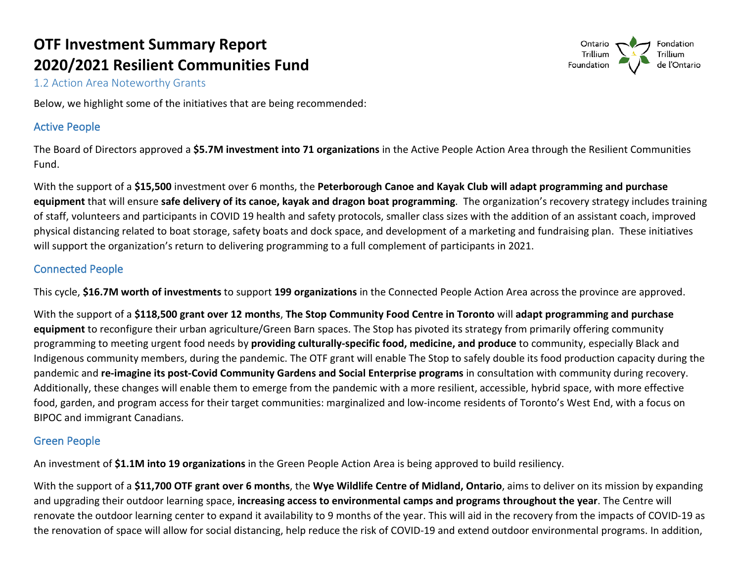# OTF Investment Summary Report
# 2020/2021 Resilient Communities Fund

## 1.2 Action Area Noteworthy Grants

Below, we highlight some of the initiatives that are being recommended:

### Active People

The Board of Directors approved a **$5.7M investment into 71 organizations** in the Active People Action Area through the Resilient Communities Fund.

With the support of a **$15,500** investment over 6 months, the **Peterborough Canoe and Kayak Club will adapt programming and purchase equipment** that will ensure **safe delivery of its canoe, kayak and dragon boat programming**. The organization's recovery strategy includes training of staff, volunteers and participants in COVID 19 health and safety protocols, smaller class sizes with the addition of an assistant coach, improved physical distancing related to boat storage, safety boats and dock space, and development of a marketing and fundraising plan. These initiatives will support the organization's return to delivering programming to a full complement of participants in 2021.

### Connected People

This cycle, **$16.7M worth of investments** to support **199 organizations** in the Connected People Action Area across the province are approved.

With the support of a **$118,500 grant over 12 months**, **The Stop Community Food Centre in Toronto** will **adapt programming and purchase equipment** to reconfigure their urban agriculture/Green Barn spaces. The Stop has pivoted its strategy from primarily offering community programming to meeting urgent food needs by **providing culturally-specific food, medicine, and produce** to community, especially Black and Indigenous community members, during the pandemic. The OTF grant will enable The Stop to safely double its food production capacity during the pandemic and **re-imagine its post-Covid Community Gardens and Social Enterprise programs** in consultation with community during recovery. Additionally, these changes will enable them to emerge from the pandemic with a more resilient, accessible, hybrid space, with more effective food, garden, and program access for their target communities: marginalized and low-income residents of Toronto's West End, with a focus on BIPOC and immigrant Canadians.

### Green People

An investment of **$1.1M into 19 organizations** in the Green People Action Area is being approved to build resiliency.

With the support of a **$11,700 OTF grant over 6 months**, the **Wye Wildlife Centre of Midland, Ontario**, aims to deliver on its mission by expanding and upgrading their outdoor learning space, **increasing access to environmental camps and programs throughout the year**. The Centre will renovate the outdoor learning center to expand it availability to 9 months of the year. This will aid in the recovery from the impacts of COVID-19 as the renovation of space will allow for social distancing, help reduce the risk of COVID-19 and extend outdoor environmental programs. In addition,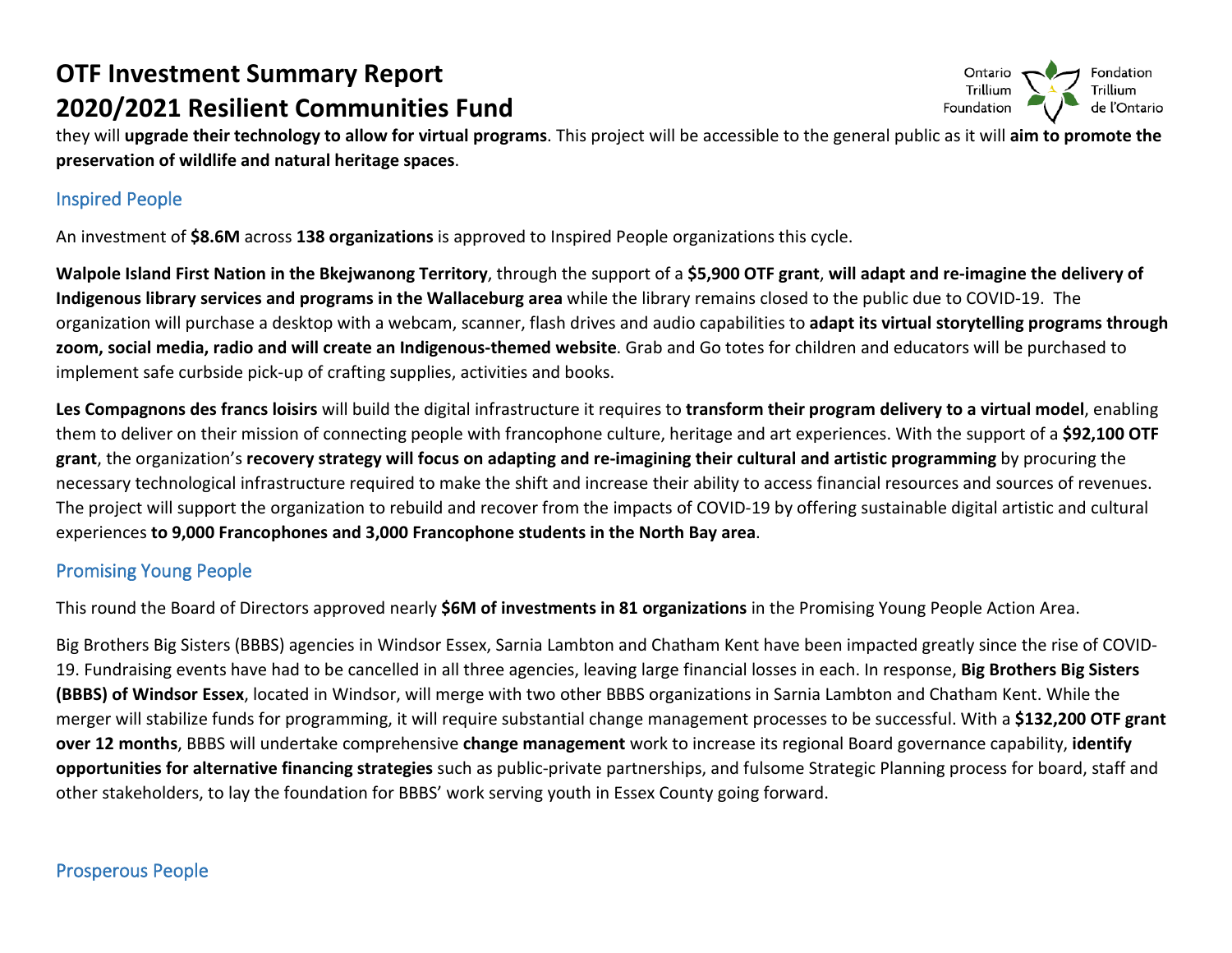they will **upgrade their technology to allow for virtual programs**. This project will be accessible to the general public as it will **aim to promote the preservation of wildlife and natural heritage spaces**.

## Inspired People

An investment of **$8.6M** across **138 organizations** is approved to Inspired People organizations this cycle.

**Walpole Island First Nation in the Bkejwanong Territory**, through the support of a **$5,900 OTF grant**, **will adapt and re-imagine the delivery of Indigenous library services and programs in the Wallaceburg area** while the library remains closed to the public due to COVID-19. The organization will purchase a desktop with a webcam, scanner, flash drives and audio capabilities to **adapt its virtual storytelling programs through zoom, social media, radio and will create an Indigenous-themed website**. Grab and Go totes for children and educators will be purchased to implement safe curbside pick-up of crafting supplies, activities and books.

**Les Compagnons des francs loisirs** will build the digital infrastructure it requires to **transform their program delivery to a virtual model**, enabling them to deliver on their mission of connecting people with francophone culture, heritage and art experiences. With the support of a **$92,100 OTF grant**, the organization's **recovery strategy will focus on adapting and re-imagining their cultural and artistic programming** by procuring the necessary technological infrastructure required to make the shift and increase their ability to access financial resources and sources of revenues. The project will support the organization to rebuild and recover from the impacts of COVID-19 by offering sustainable digital artistic and cultural experiences **to 9,000 Francophones and 3,000 Francophone students in the North Bay area**.

## Promising Young People

This round the Board of Directors approved nearly **$6M of investments in 81 organizations** in the Promising Young People Action Area.

Big Brothers Big Sisters (BBBS) agencies in Windsor Essex, Sarnia Lambton and Chatham Kent have been impacted greatly since the rise of COVID-19. Fundraising events have had to be cancelled in all three agencies, leaving large financial losses in each. In response, **Big Brothers Big Sisters (BBBS) of Windsor Essex**, located in Windsor, will merge with two other BBBS organizations in Sarnia Lambton and Chatham Kent. While the merger will stabilize funds for programming, it will require substantial change management processes to be successful. With a **$132,200 OTF grant over 12 months**, BBBS will undertake comprehensive **change management** work to increase its regional Board governance capability, **identify opportunities for alternative financing strategies** such as public-private partnerships, and fulsome Strategic Planning process for board, staff and other stakeholders, to lay the foundation for BBBS' work serving youth in Essex County going forward.

## Prosperous People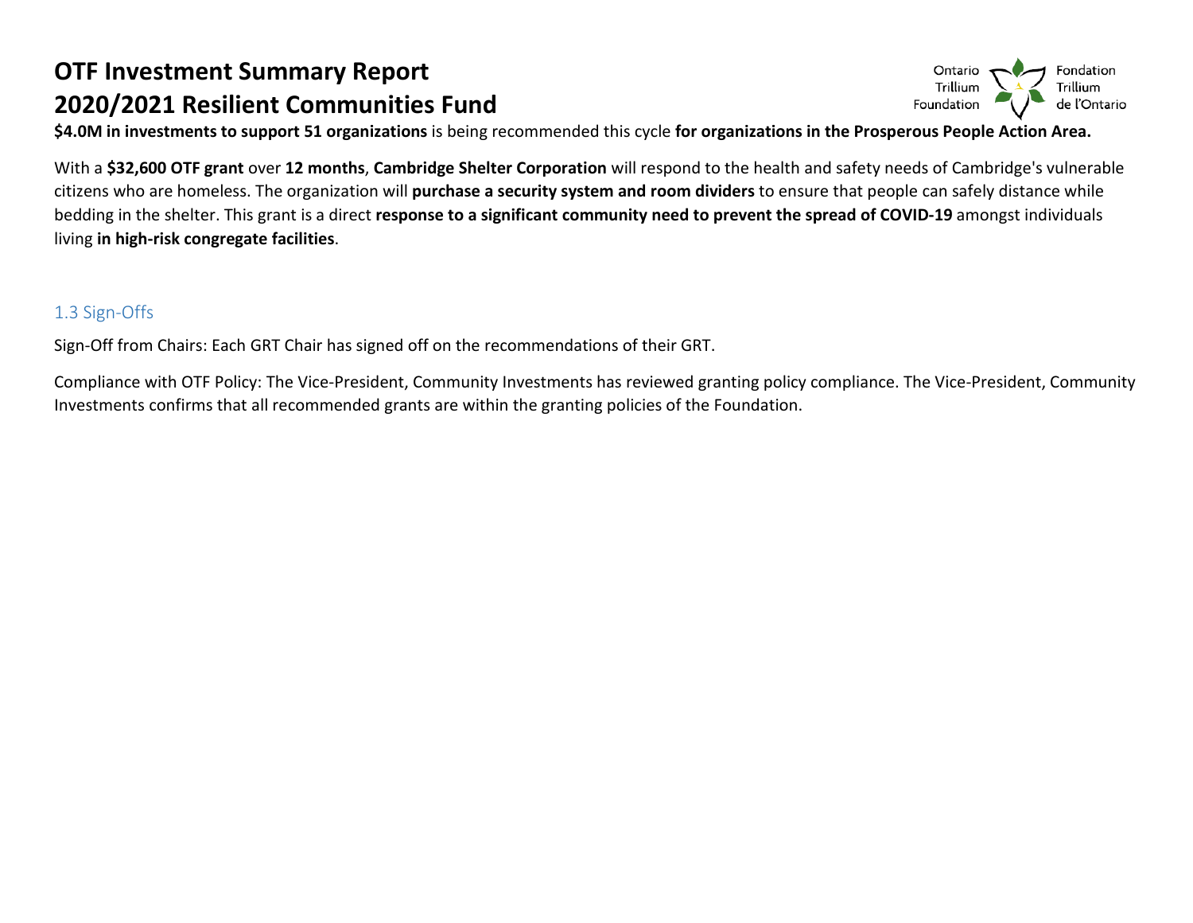# OTF Investment Summary Report
# 2020/2021 Resilient Communities Fund

**$4.0M in investments to support 51 organizations** is being recommended this cycle **for organizations in the Prosperous People Action Area.**

With a **$32,600 OTF grant** over **12 months**, **Cambridge Shelter Corporation** will respond to the health and safety needs of Cambridge's vulnerable citizens who are homeless. The organization will **purchase a security system and room dividers** to ensure that people can safely distance while bedding in the shelter. This grant is a direct **response to a significant community need to prevent the spread of COVID-19** amongst individuals living **in high-risk congregate facilities**.

## 1.3 Sign-Offs

Sign-Off from Chairs: Each GRT Chair has signed off on the recommendations of their GRT.

Compliance with OTF Policy: The Vice-President, Community Investments has reviewed granting policy compliance. The Vice-President, Community Investments confirms that all recommended grants are within the granting policies of the Foundation.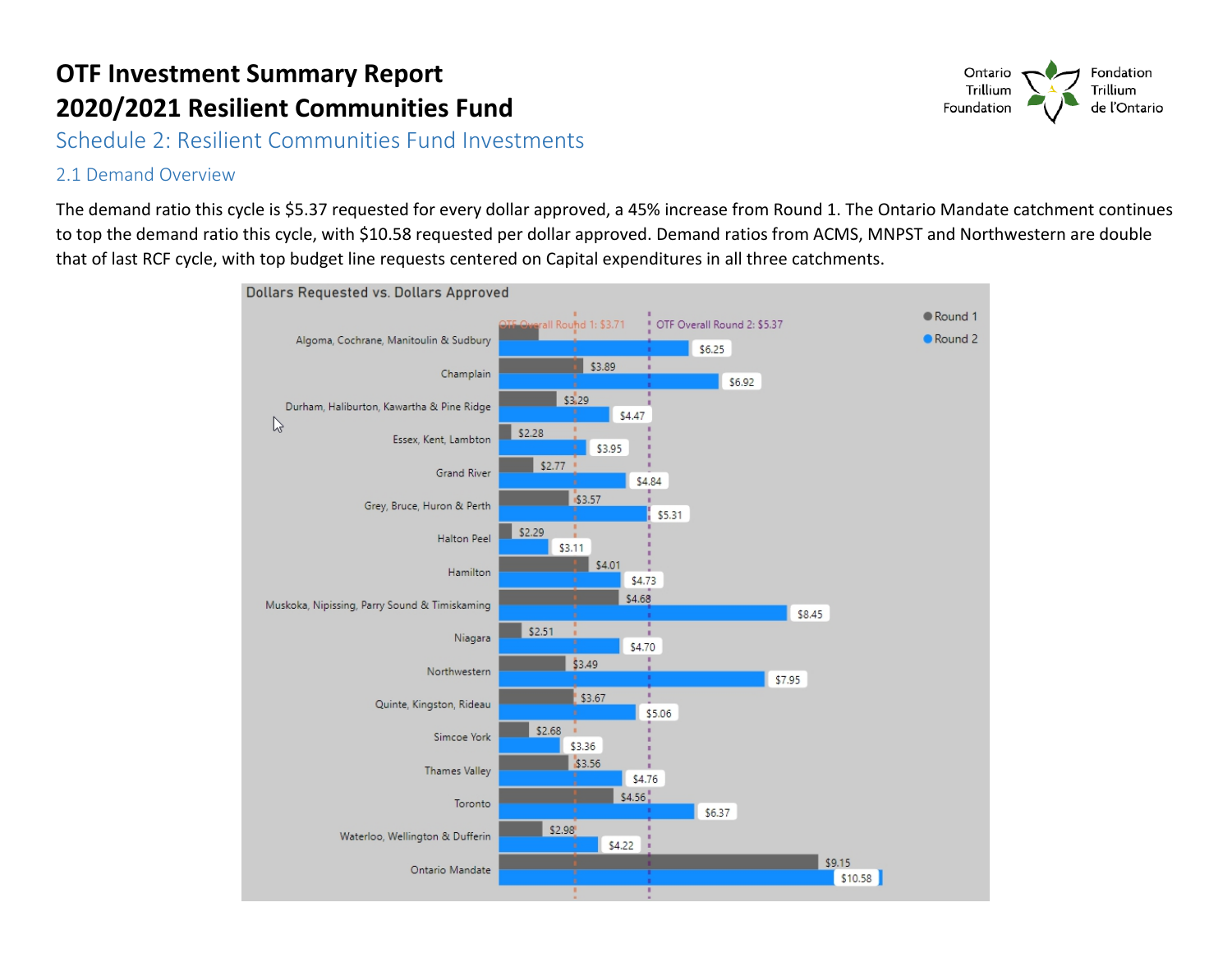# OTF Investment Summary Report 2020/2021 Resilient Communities Fund

## Schedule 2: Resilient Communities Fund Investments

### 2.1 Demand Overview

The demand ratio this cycle is $5.37 requested for every dollar approved, a 45% increase from Round 1. The Ontario Mandate catchment continues to top the demand ratio this cycle, with $10.58 requested per dollar approved. Demand ratios from ACMS, MNPST and Northwestern are double that of last RCF cycle, with top budget line requests centered on Capital expenditures in all three catchments.

**Dollars Requested vs. Dollars Approved**

OTF Overall Round 1: $3.71 | OTF Overall Round 2: $5.37

| Catchment | Round 1 | Round 2 |
| --- | --- | --- |
| Algoma, Cochrane, Manitoulin & Sudbury | | $6.25 |
| Champlain | $3.89 | $6.92 |
| Durham, Haliburton, Kawartha & Pine Ridge | $3.29 | $4.47 |
| Essex, Kent, Lambton | $2.28 | $3.95 |
| Grand River | $2.77 | $4.84 |
| Grey, Bruce, Huron & Perth | $3.57 | $5.31 |
| Halton Peel | $2.29 | $3.11 |
| Hamilton | $4.01 | $4.73 |
| Muskoka, Nipissing, Parry Sound & Timiskaming | $4.68 | $8.45 |
| Niagara | $2.51 | $4.70 |
| Northwestern | $3.49 | $7.95 |
| Quinte, Kingston, Rideau | $3.67 | $5.06 |
| Simcoe York | $2.68 | $3.36 |
| Thames Valley | $3.56 | $4.76 |
| Toronto | $4.56 | $6.37 |
| Waterloo, Wellington & Dufferin | $2.98 | $4.22 |
| Ontario Mandate | $9.15 | $10.58 |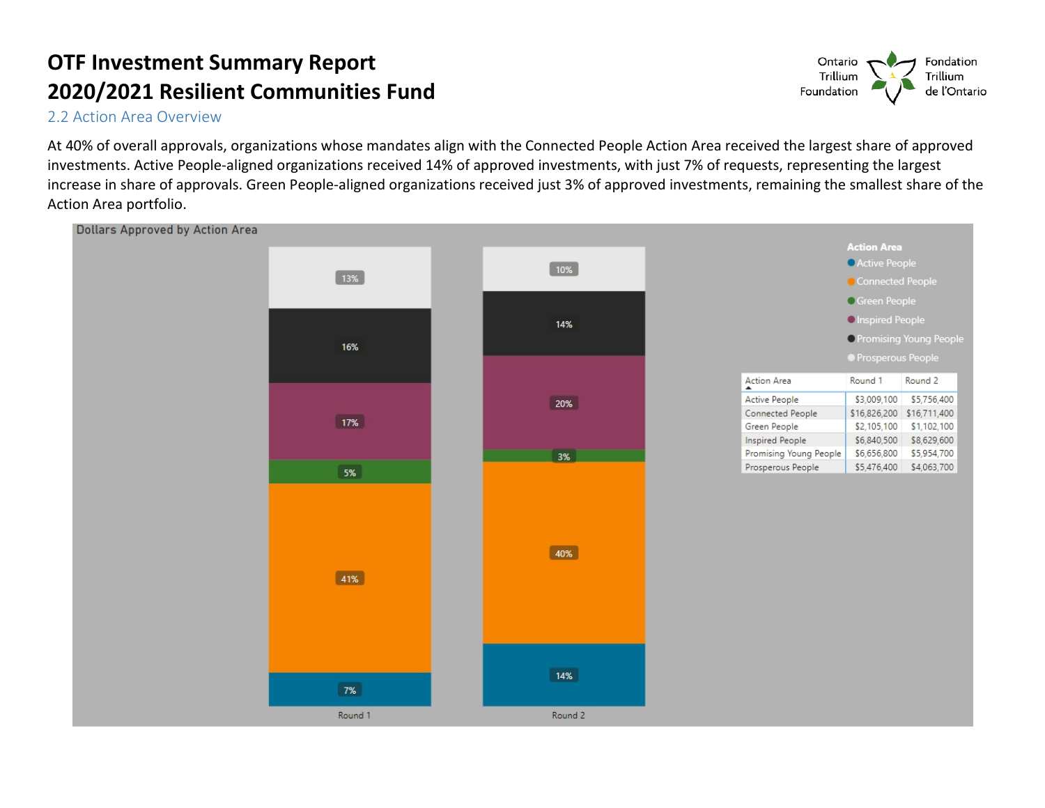# OTF Investment Summary Report
# 2020/2021 Resilient Communities Fund

## 2.2 Action Area Overview

At 40% of overall approvals, organizations whose mandates align with the Connected People Action Area received the largest share of approved investments. Active People-aligned organizations received 14% of approved investments, with just 7% of requests, representing the largest increase in share of approvals. Green People-aligned organizations received just 3% of approved investments, remaining the smallest share of the Action Area portfolio.

**Dollars Approved by Action Area**

| Action Area | Round 1 | Round 2 |
|---|---|---|
| Prosperous People | 13% | 10% |
| Promising Young People | 16% | 14% |
| Inspired People | 17% | 20% |
| Green People | 5% | 3% |
| Connected People | 41% | 40% |
| Active People | 7% | 14% |

| Action Area | Round 1 | Round 2 |
|---|---|---|
| Active People | $3,009,100 | $5,756,400 |
| Connected People | $16,826,200 | $16,711,400 |
| Green People | $2,105,100 | $1,102,100 |
| Inspired People | $6,840,500 | $8,629,600 |
| Promising Young People | $6,656,800 | $5,954,700 |
| Prosperous People | $5,476,400 | $4,063,700 |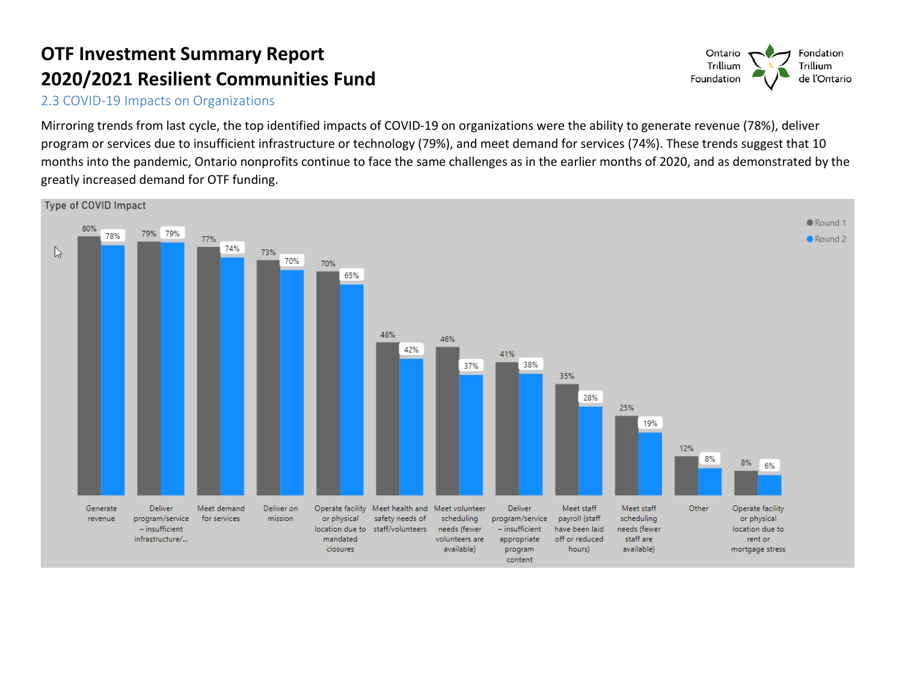# OTF Investment Summary Report
# 2020/2021 Resilient Communities Fund

## 2.3 COVID-19 Impacts on Organizations

Mirroring trends from last cycle, the top identified impacts of COVID-19 on organizations were the ability to generate revenue (78%), deliver program or services due to insufficient infrastructure or technology (79%), and meet demand for services (74%). These trends suggest that 10 months into the pandemic, Ontario nonprofits continue to face the same challenges as in the earlier months of 2020, and as demonstrated by the greatly increased demand for OTF funding.

**Type of COVID Impact**

| Type of COVID Impact | Round 1 | Round 2 |
|---|---|---|
| Generate revenue | 80% | 78% |
| Deliver program/service – insufficient infrastructure/... | 79% | 79% |
| Meet demand for services | 77% | 74% |
| Deliver on mission | 73% | 70% |
| Operate facility or physical location due to mandated closures | 70% | 65% |
| Meet health and safety needs of staff/volunteers | 48% | 42% |
| Meet volunteer scheduling needs (fewer volunteers are available) | 46% | 37% |
| Deliver program/service – insufficient appropriate program content | 41% | 38% |
| Meet staff payroll (staff have been laid off or reduced hours) | 35% | 28% |
| Meet staff scheduling needs (fewer staff are available) | 25% | 19% |
| Other | 12% | 8% |
| Operate facility or physical location due to rent or mortgage stress | 8% | 6% |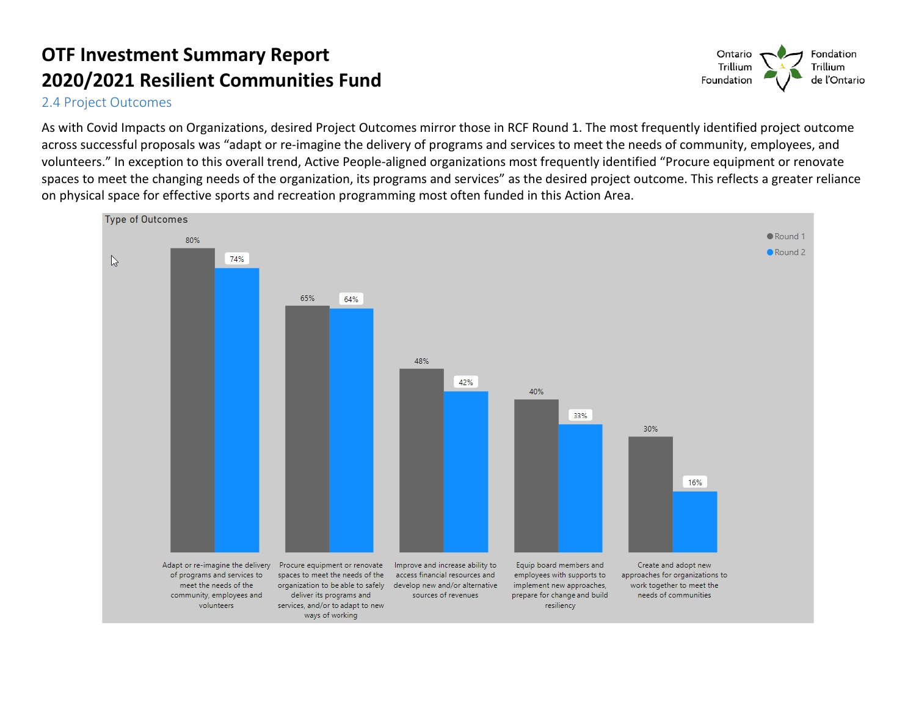# OTF Investment Summary Report
# 2020/2021 Resilient Communities Fund

## 2.4 Project Outcomes

As with Covid Impacts on Organizations, desired Project Outcomes mirror those in RCF Round 1. The most frequently identified project outcome across successful proposals was "adapt or re-imagine the delivery of programs and services to meet the needs of community, employees, and volunteers." In exception to this overall trend, Active People-aligned organizations most frequently identified "Procure equipment or renovate spaces to meet the changing needs of the organization, its programs and services" as the desired project outcome. This reflects a greater reliance on physical space for effective sports and recreation programming most often funded in this Action Area.

**Type of Outcomes**

| Outcome | Round 1 | Round 2 |
|---|---|---|
| Adapt or re-imagine the delivery of programs and services to meet the needs of the community, employees and volunteers | 80% | 74% |
| Procure equipment or renovate spaces to meet the needs of the organization to be able to safely deliver its programs and services, and/or to adapt to new ways of working | 65% | 64% |
| Improve and increase ability to access financial resources and develop new and/or alternative sources of revenues | 48% | 42% |
| Equip board members and employees with supports to implement new approaches, prepare for change and build resiliency | 40% | 33% |
| Create and adopt new approaches for organizations to work together to meet the needs of communities | 30% | 16% |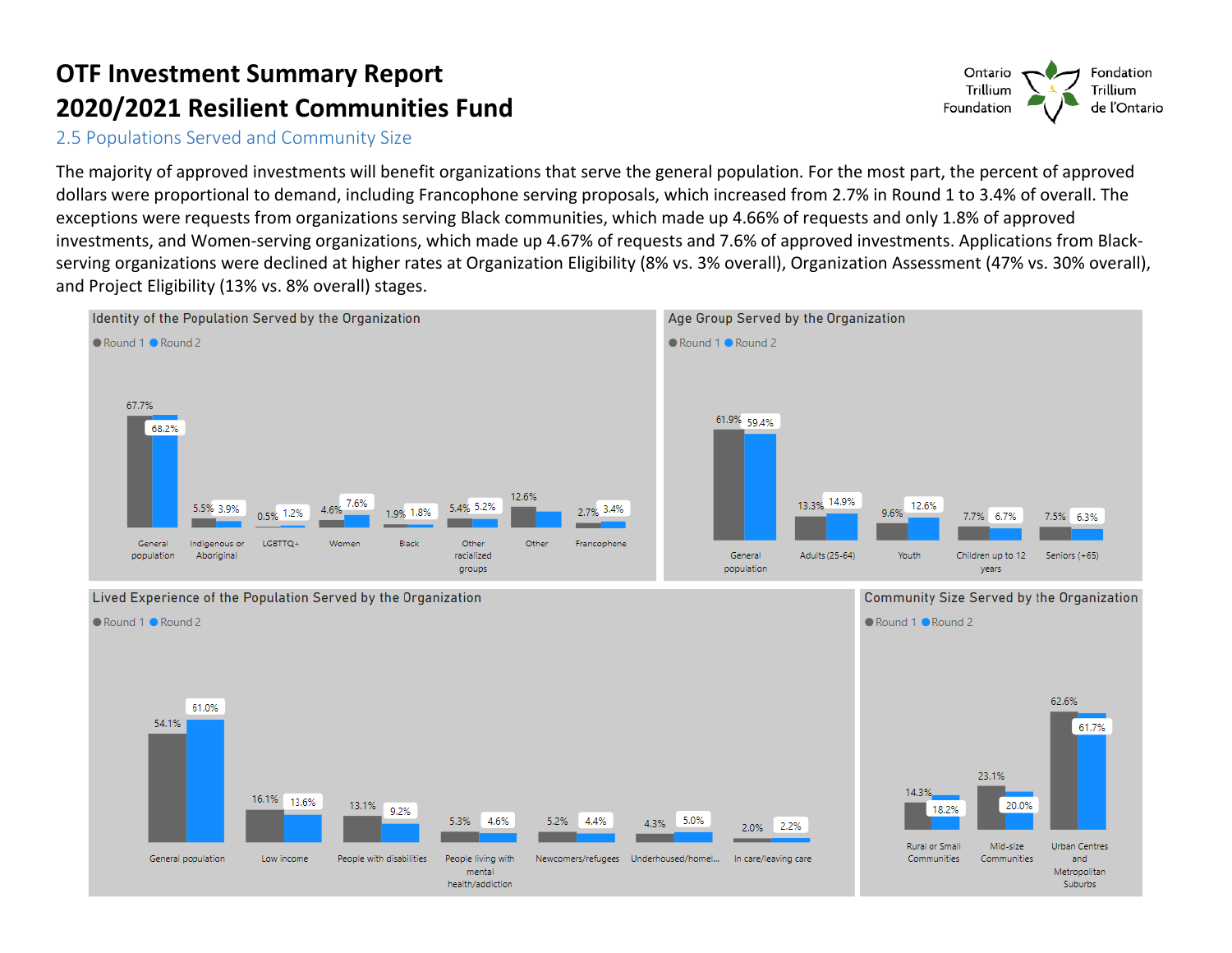# OTF Investment Summary Report
# 2020/2021 Resilient Communities Fund

## 2.5 Populations Served and Community Size

The majority of approved investments will benefit organizations that serve the general population. For the most part, the percent of approved dollars were proportional to demand, including Francophone serving proposals, which increased from 2.7% in Round 1 to 3.4% of overall. The exceptions were requests from organizations serving Black communities, which made up 4.66% of requests and only 1.8% of approved investments, and Women-serving organizations, which made up 4.67% of requests and 7.6% of approved investments. Applications from Black-serving organizations were declined at higher rates at Organization Eligibility (8% vs. 3% overall), Organization Assessment (47% vs. 30% overall), and Project Eligibility (13% vs. 8% overall) stages.

### Identity of the Population Served by the Organization

| | Round 1 | Round 2 |
|---|---|---|
| General population | 67.7% | 68.2% |
| Indigenous or Aboriginal | 5.5% | 3.9% |
| LGBTTQ+ | 0.5% | 1.2% |
| Women | 4.6% | 7.6% |
| Black | 1.9% | 1.8% |
| Other racialized groups | 5.4% | 5.2% |
| Other | 12.6% | |
| Francophone | 2.7% | 3.4% |

### Age Group Served by the Organization

| | Round 1 | Round 2 |
|---|---|---|
| General population | 61.9% | 59.4% |
| Adults (25-64) | 13.3% | 14.9% |
| Youth | 9.6% | 12.6% |
| Children up to 12 years | 7.7% | 6.7% |
| Seniors (+65) | 7.5% | 6.3% |

### Lived Experience of the Population Served by the Organization

| | Round 1 | Round 2 |
|---|---|---|
| General population | 54.1% | 61.0% |
| Low income | 16.1% | 13.6% |
| People with disabilities | 13.1% | 9.2% |
| People living with mental health/addiction | 5.3% | 4.6% |
| Newcomers/refugees | 5.2% | 4.4% |
| Underhoused/homel... | 4.3% | 5.0% |
| In care/leaving care | 2.0% | 2.2% |

### Community Size Served by the Organization

| | Round 1 | Round 2 |
|---|---|---|
| Rural or Small Communities | 14.3% | 18.2% |
| Mid-size Communities | 23.1% | 20.0% |
| Urban Centres and Metropolitan Suburbs | 62.6% | 61.7% |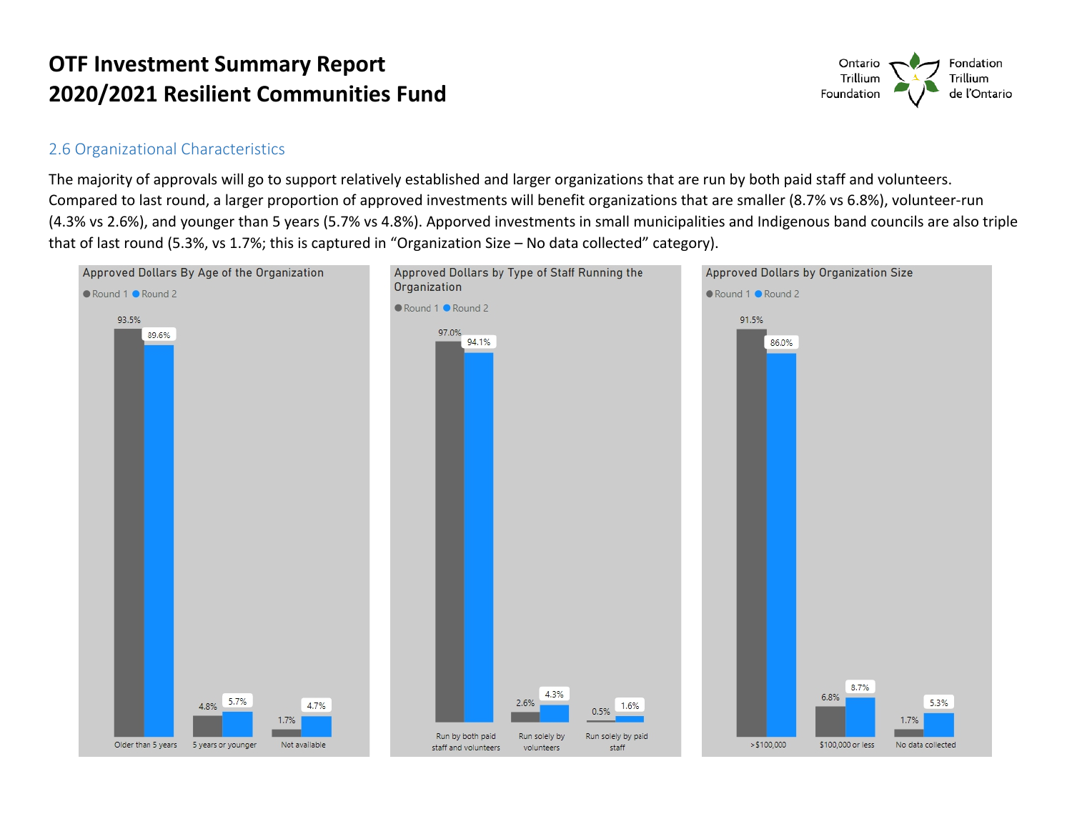# OTF Investment Summary Report
# 2020/2021 Resilient Communities Fund

## 2.6 Organizational Characteristics

The majority of approvals will go to support relatively established and larger organizations that are run by both paid staff and volunteers. Compared to last round, a larger proportion of approved investments will benefit organizations that are smaller (8.7% vs 6.8%), volunteer-run (4.3% vs 2.6%), and younger than 5 years (5.7% vs 4.8%). Apporved investments in small municipalities and Indigenous band councils are also triple that of last round (5.3%, vs 1.7%; this is captured in "Organization Size – No data collected" category).

**Approved Dollars By Age of the Organization**

| | Round 1 | Round 2 |
|---|---|---|
| Older than 5 years | 93.5% | 89.6% |
| 5 years or younger | 4.8% | 5.7% |
| Not available | 1.7% | 4.7% |

**Approved Dollars by Type of Staff Running the Organization**

| | Round 1 | Round 2 |
|---|---|---|
| Run by both paid staff and volunteers | 97.0% | 94.1% |
| Run solely by volunteers | 2.6% | 4.3% |
| Run solely by paid staff | 0.5% | 1.6% |

**Approved Dollars by Organization Size**

| | Round 1 | Round 2 |
|---|---|---|
| >$100,000 | 91.5% | 86.0% |
| $100,000 or less | 6.8% | 8.7% |
| No data collected | 1.7% | 5.3% |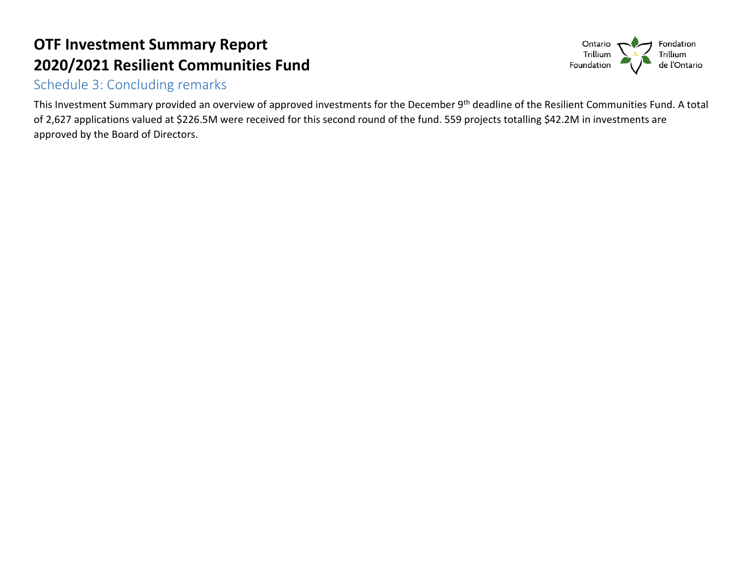# OTF Investment Summary Report
# 2020/2021 Resilient Communities Fund

## Schedule 3: Concluding remarks

This Investment Summary provided an overview of approved investments for the December 9th deadline of the Resilient Communities Fund. A total of 2,627 applications valued at $226.5M were received for this second round of the fund. 559 projects totalling $42.2M in investments are approved by the Board of Directors.